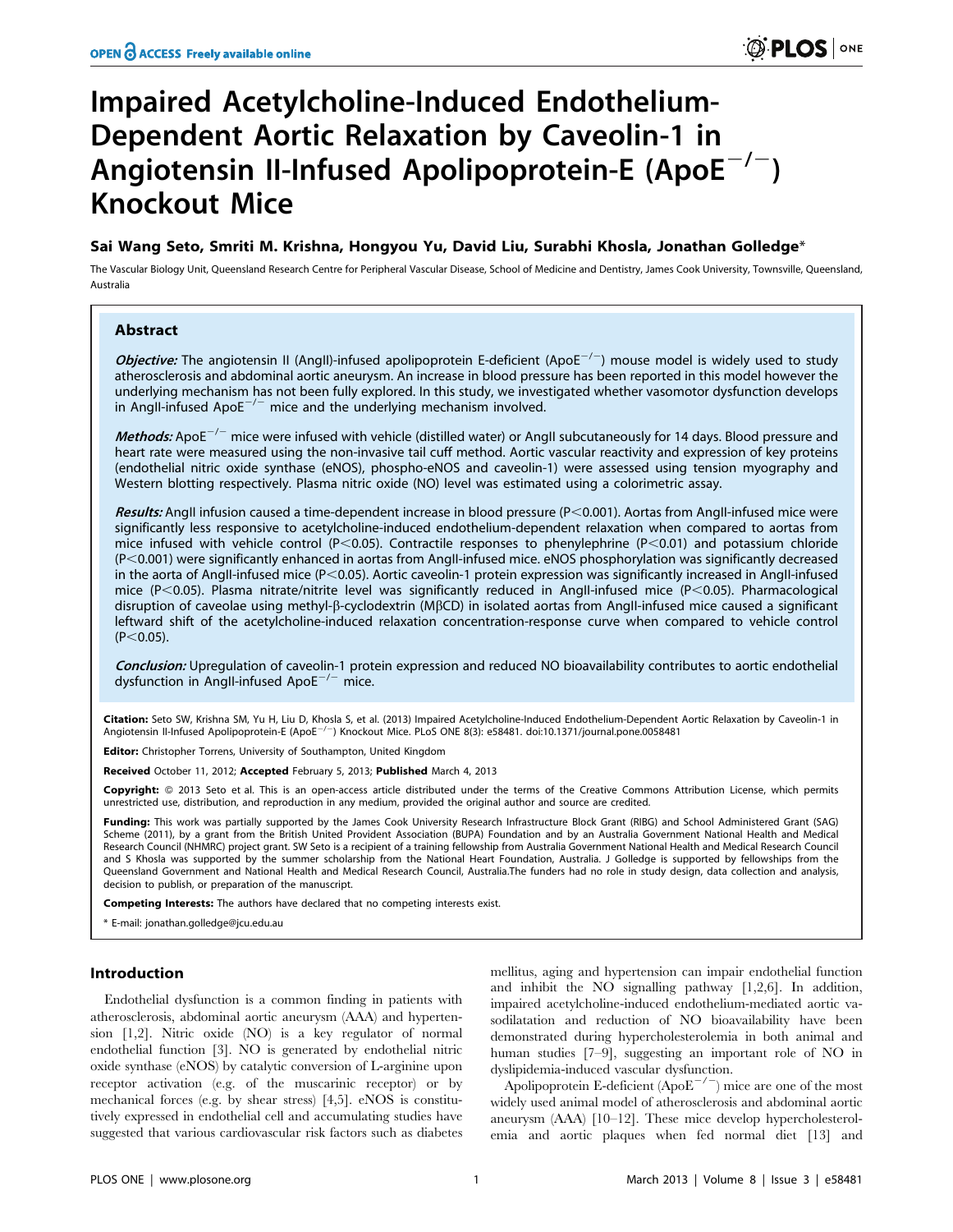# Impaired Acetylcholine-Induced Endothelium-Dependent Aortic Relaxation by Caveolin-1 in Angiotensin II-Infused Apolipoprotein-E ($ApoE^{-/-}$) Knockout Mice

**Sai Wang Seto, Smriti M. Krishna, Hongyou Yu, David Liu, Surabhi Khosla, Jonathan Golledge***

The Vascular Biology Unit, Queensland Research Centre for Peripheral Vascular Disease, School of Medicine and Dentistry, James Cook University, Townsville, Queensland, Australia

## Abstract

***Objective:*** The angiotensin II (AngII)-infused apolipoprotein E-deficient ($ApoE^{-/-}$) mouse model is widely used to study atherosclerosis and abdominal aortic aneurysm. An increase in blood pressure has been reported in this model however the underlying mechanism has not been fully explored. In this study, we investigated whether vasomotor dysfunction develops in AngII-infused $ApoE^{-/-}$ mice and the underlying mechanism involved.

***Methods:*** $ApoE^{-/-}$ mice were infused with vehicle (distilled water) or AngII subcutaneously for 14 days. Blood pressure and heart rate were measured using the non-invasive tail cuff method. Aortic vascular reactivity and expression of key proteins (endothelial nitric oxide synthase (eNOS), phospho-eNOS and caveolin-1) were assessed using tension myography and Western blotting respectively. Plasma nitric oxide (NO) level was estimated using a colorimetric assay.

***Results:*** AngII infusion caused a time-dependent increase in blood pressure ($P<0.001$). Aortas from AngII-infused mice were significantly less responsive to acetylcholine-induced endothelium-dependent relaxation when compared to aortas from mice infused with vehicle control ($P<0.05$). Contractile responses to phenylephrine ($P<0.01$) and potassium chloride ($P<0.001$) were significantly enhanced in aortas from AngII-infused mice. eNOS phosphorylation was significantly decreased in the aorta of AngII-infused mice ($P<0.05$). Aortic caveolin-1 protein expression was significantly increased in AngII-infused mice ($P<0.05$). Plasma nitrate/nitrite level was significantly reduced in AngII-infused mice ($P<0.05$). Pharmacological disruption of caveolae using methyl-β-cyclodextrin (MβCD) in isolated aortas from AngII-infused mice caused a significant leftward shift of the acetylcholine-induced relaxation concentration-response curve when compared to vehicle control ($P<0.05$).

***Conclusion:*** Upregulation of caveolin-1 protein expression and reduced NO bioavailability contributes to aortic endothelial dysfunction in AngII-infused $ApoE^{-/-}$ mice.

**Citation:** Seto SW, Krishna SM, Yu H, Liu D, Khosla S, et al. (2013) Impaired Acetylcholine-Induced Endothelium-Dependent Aortic Relaxation by Caveolin-1 in Angiotensin II-Infused Apolipoprotein-E ($ApoE^{-/-}$) Knockout Mice. PLoS ONE 8(3): e58481. doi:10.1371/journal.pone.0058481

**Editor:** Christopher Torrens, University of Southampton, United Kingdom

**Received** October 11, 2012; **Accepted** February 5, 2013; **Published** March 4, 2013

**Copyright:** © 2013 Seto et al. This is an open-access article distributed under the terms of the Creative Commons Attribution License, which permits unrestricted use, distribution, and reproduction in any medium, provided the original author and source are credited.

**Funding:** This work was partially supported by the James Cook University Research Infrastructure Block Grant (RIBG) and School Administered Grant (SAG) Scheme (2011), by a grant from the British United Provident Association (BUPA) Foundation and by an Australia Government National Health and Medical Research Council (NHMRC) project grant. SW Seto is a recipient of a training fellowship from Australia Government National Health and Medical Research Council and S Khosla was supported by the summer scholarship from the National Heart Foundation, Australia. J Golledge is supported by fellowships from the Queensland Government and National Health and Medical Research Council, Australia.The funders had no role in study design, data collection and analysis, decision to publish, or preparation of the manuscript.

**Competing Interests:** The authors have declared that no competing interests exist.

\* E-mail: jonathan.golledge@jcu.edu.au

## Introduction

Endothelial dysfunction is a common finding in patients with atherosclerosis, abdominal aortic aneurysm (AAA) and hypertension [1,2]. Nitric oxide (NO) is a key regulator of normal endothelial function [3]. NO is generated by endothelial nitric oxide synthase (eNOS) by catalytic conversion of L-arginine upon receptor activation (e.g. of the muscarinic receptor) or by mechanical forces (e.g. by shear stress) [4,5]. eNOS is constitutively expressed in endothelial cell and accumulating studies have suggested that various cardiovascular risk factors such as diabetes mellitus, aging and hypertension can impair endothelial function and inhibit the NO signalling pathway [1,2,6]. In addition, impaired acetylcholine-induced endothelium-mediated aortic vasodilatation and reduction of NO bioavailability have been demonstrated during hypercholesterolemia in both animal and human studies [7–9], suggesting an important role of NO in dyslipidemia-induced vascular dysfunction.

Apolipoprotein E-deficient ($ApoE^{-/-}$) mice are one of the most widely used animal model of atherosclerosis and abdominal aortic aneurysm (AAA) [10–12]. These mice develop hypercholesterolemia and aortic plaques when fed normal diet [13] and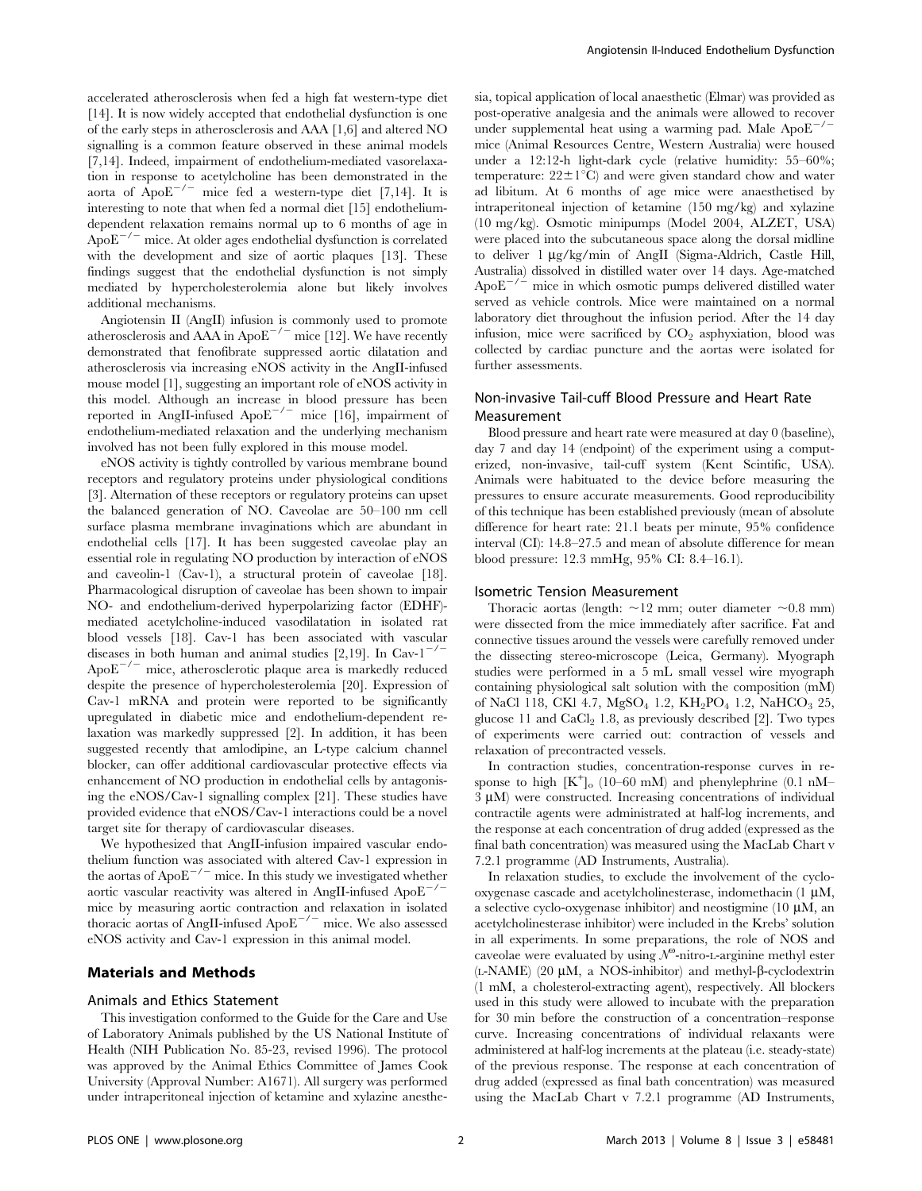accelerated atherosclerosis when fed a high fat western-type diet [14]. It is now widely accepted that endothelial dysfunction is one of the early steps in atherosclerosis and AAA [1,6] and altered NO signalling is a common feature observed in these animal models [7,14]. Indeed, impairment of endothelium-mediated vasorelaxation in response to acetylcholine has been demonstrated in the aorta of $ApoE^{-/-}$ mice fed a western-type diet [7,14]. It is interesting to note that when fed a normal diet [15] endothelium-dependent relaxation remains normal up to 6 months of age in $ApoE^{-/-}$ mice. At older ages endothelial dysfunction is correlated with the development and size of aortic plaques [13]. These findings suggest that the endothelial dysfunction is not simply mediated by hypercholesterolemia alone but likely involves additional mechanisms.

Angiotensin II (AngII) infusion is commonly used to promote atherosclerosis and AAA in $ApoE^{-/-}$ mice [12]. We have recently demonstrated that fenofibrate suppressed aortic dilatation and atherosclerosis via increasing eNOS activity in the AngII-infused mouse model [1], suggesting an important role of eNOS activity in this model. Although an increase in blood pressure has been reported in AngII-infused $ApoE^{-/-}$ mice [16], impairment of endothelium-mediated relaxation and the underlying mechanism involved has not been fully explored in this mouse model.

eNOS activity is tightly controlled by various membrane bound receptors and regulatory proteins under physiological conditions [3]. Alternation of these receptors or regulatory proteins can upset the balanced generation of NO. Caveolae are 50–100 nm cell surface plasma membrane invaginations which are abundant in endothelial cells [17]. It has been suggested caveolae play an essential role in regulating NO production by interaction of eNOS and caveolin-1 (Cav-1), a structural protein of caveolae [18]. Pharmacological disruption of caveolae has been shown to impair NO- and endothelium-derived hyperpolarizing factor (EDHF)-mediated acetylcholine-induced vasodilatation in isolated rat blood vessels [18]. Cav-1 has been associated with vascular diseases in both human and animal studies [2,19]. In $Cav\text{-}1^{-/-}$ $ApoE^{-/-}$ mice, atherosclerotic plaque area is markedly reduced despite the presence of hypercholesterolemia [20]. Expression of Cav-1 mRNA and protein were reported to be significantly upregulated in diabetic mice and endothelium-dependent relaxation was markedly suppressed [2]. In addition, it has been suggested recently that amlodipine, an L-type calcium channel blocker, can offer additional cardiovascular protective effects via enhancement of NO production in endothelial cells by antagonising the eNOS/Cav-1 signalling complex [21]. These studies have provided evidence that eNOS/Cav-1 interactions could be a novel target site for therapy of cardiovascular diseases.

We hypothesized that AngII-infusion impaired vascular endothelium function was associated with altered Cav-1 expression in the aortas of $ApoE^{-/-}$ mice. In this study we investigated whether aortic vascular reactivity was altered in AngII-infused $ApoE^{-/-}$ mice by measuring aortic contraction and relaxation in isolated thoracic aortas of AngII-infused $ApoE^{-/-}$ mice. We also assessed eNOS activity and Cav-1 expression in this animal model.

## Materials and Methods

### Animals and Ethics Statement

This investigation conformed to the Guide for the Care and Use of Laboratory Animals published by the US National Institute of Health (NIH Publication No. 85-23, revised 1996). The protocol was approved by the Animal Ethics Committee of James Cook University (Approval Number: A1671). All surgery was performed under intraperitoneal injection of ketamine and xylazine anesthesia, topical application of local anaesthetic (Elmar) was provided as post-operative analgesia and the animals were allowed to recover under supplemental heat using a warming pad. Male $ApoE^{-/-}$ mice (Animal Resources Centre, Western Australia) were housed under a 12:12-h light-dark cycle (relative humidity: 55–60%; temperature: $22\pm1^{\circ}$C) and were given standard chow and water ad libitum. At 6 months of age mice were anaesthetised by intraperitoneal injection of ketamine (150 mg/kg) and xylazine (10 mg/kg). Osmotic minipumps (Model 2004, ALZET, USA) were placed into the subcutaneous space along the dorsal midline to deliver 1 µg/kg/min of AngII (Sigma-Aldrich, Castle Hill, Australia) dissolved in distilled water over 14 days. Age-matched $ApoE^{-/-}$ mice in which osmotic pumps delivered distilled water served as vehicle controls. Mice were maintained on a normal laboratory diet throughout the infusion period. After the 14 day infusion, mice were sacrificed by $CO_2$ asphyxiation, blood was collected by cardiac puncture and the aortas were isolated for further assessments.

### Non-invasive Tail-cuff Blood Pressure and Heart Rate Measurement

Blood pressure and heart rate were measured at day 0 (baseline), day 7 and day 14 (endpoint) of the experiment using a computerized, non-invasive, tail-cuff system (Kent Scintific, USA). Animals were habituated to the device before measuring the pressures to ensure accurate measurements. Good reproducibility of this technique has been established previously (mean of absolute difference for heart rate: 21.1 beats per minute, 95% confidence interval (CI): 14.8–27.5 and mean of absolute difference for mean blood pressure: 12.3 mmHg, 95% CI: 8.4–16.1).

### Isometric Tension Measurement

Thoracic aortas (length: ~12 mm; outer diameter ~0.8 mm) were dissected from the mice immediately after sacrifice. Fat and connective tissues around the vessels were carefully removed under the dissecting stereo-microscope (Leica, Germany). Myograph studies were performed in a 5 mL small vessel wire myograph containing physiological salt solution with the composition (mM) of NaCl 118, CKl 4.7, $MgSO_4$ 1.2, $KH_2PO_4$ 1.2, $NaHCO_3$ 25, glucose 11 and $CaCl_2$ 1.8, as previously described [2]. Two types of experiments were carried out: contraction of vessels and relaxation of precontracted vessels.

In contraction studies, concentration-response curves in response to high $[K^+]_o$ (10–60 mM) and phenylephrine (0.1 nM–3 µM) were constructed. Increasing concentrations of individual contractile agents were administrated at half-log increments, and the response at each concentration of drug added (expressed as the final bath concentration) was measured using the MacLab Chart v 7.2.1 programme (AD Instruments, Australia).

In relaxation studies, to exclude the involvement of the cyclooxygenase cascade and acetylcholinesterase, indomethacin (1 µM, a selective cyclo-oxygenase inhibitor) and neostigmine (10 µM, an acetylcholinesterase inhibitor) were included in the Krebs' solution in all experiments. In some preparations, the role of NOS and caveolae were evaluated by using $N^{\omega}$-nitro-L-arginine methyl ester (L-NAME) (20 µM, a NOS-inhibitor) and methyl-β-cyclodextrin (1 mM, a cholesterol-extracting agent), respectively. All blockers used in this study were allowed to incubate with the preparation for 30 min before the construction of a concentration–response curve. Increasing concentrations of individual relaxants were administered at half-log increments at the plateau (i.e. steady-state) of the previous response. The response at each concentration of drug added (expressed as final bath concentration) was measured using the MacLab Chart v 7.2.1 programme (AD Instruments,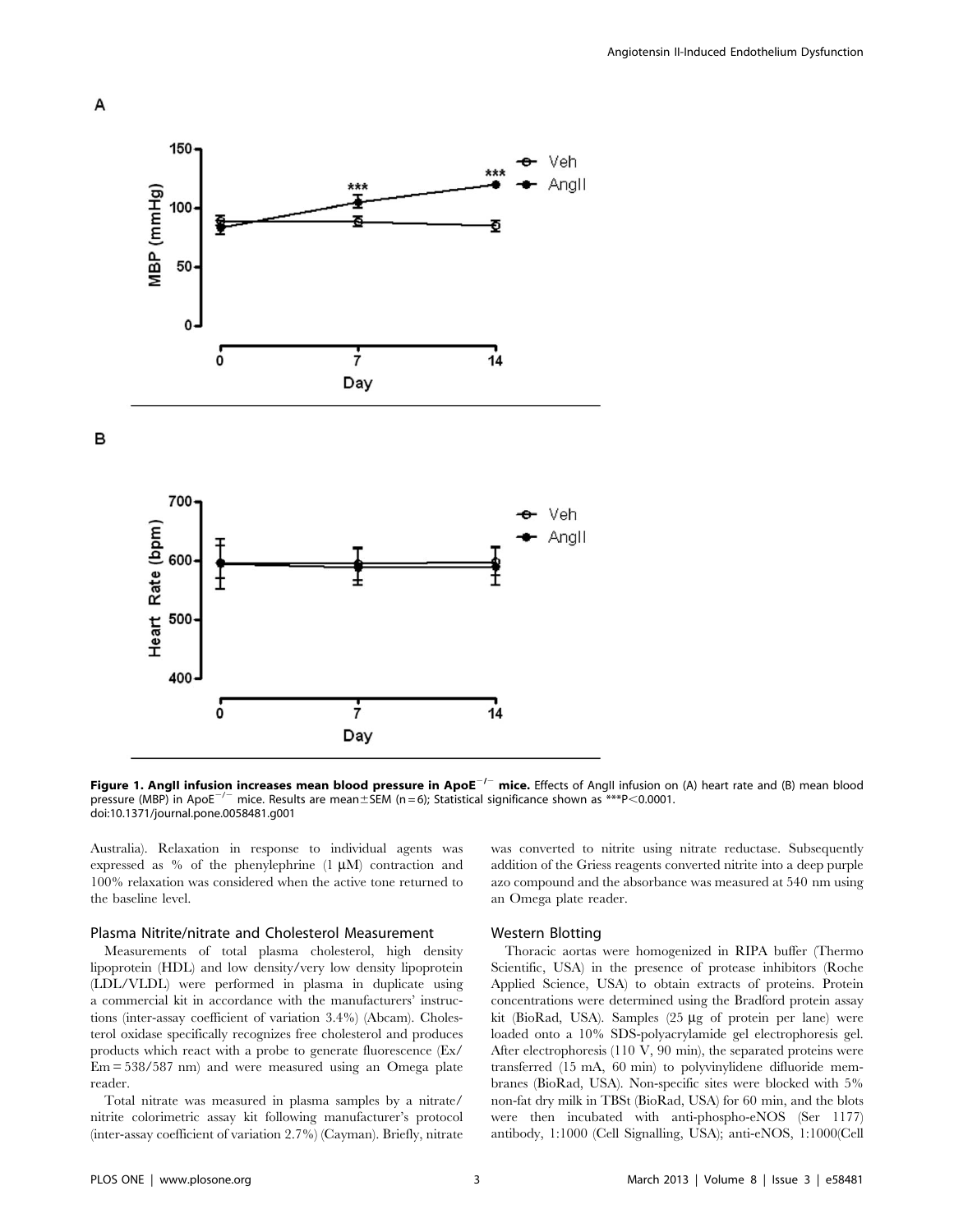**Figure 1. AngII infusion increases mean blood pressure in ApoE$^{-/-}$ mice.** Effects of AngII infusion on (A) heart rate and (B) mean blood pressure (MBP) in ApoE$^{-/-}$ mice. Results are mean±SEM (n = 6); Statistical significance shown as ***P<0.0001.
doi:10.1371/journal.pone.0058481.g001

Australia). Relaxation in response to individual agents was expressed as % of the phenylephrine (1 µM) contraction and 100% relaxation was considered when the active tone returned to the baseline level.

### Plasma Nitrite/nitrate and Cholesterol Measurement

Measurements of total plasma cholesterol, high density lipoprotein (HDL) and low density/very low density lipoprotein (LDL/VLDL) were performed in plasma in duplicate using a commercial kit in accordance with the manufacturers' instructions (inter-assay coefficient of variation 3.4%) (Abcam). Cholesterol oxidase specifically recognizes free cholesterol and produces products which react with a probe to generate fluorescence (Ex/Em = 538/587 nm) and were measured using an Omega plate reader.

Total nitrate was measured in plasma samples by a nitrate/nitrite colorimetric assay kit following manufacturer's protocol (inter-assay coefficient of variation 2.7%) (Cayman). Briefly, nitrate was converted to nitrite using nitrate reductase. Subsequently addition of the Griess reagents converted nitrite into a deep purple azo compound and the absorbance was measured at 540 nm using an Omega plate reader.

### Western Blotting

Thoracic aortas were homogenized in RIPA buffer (Thermo Scientific, USA) in the presence of protease inhibitors (Roche Applied Science, USA) to obtain extracts of proteins. Protein concentrations were determined using the Bradford protein assay kit (BioRad, USA). Samples (25 µg of protein per lane) were loaded onto a 10% SDS-polyacrylamide gel electrophoresis gel. After electrophoresis (110 V, 90 min), the separated proteins were transferred (15 mA, 60 min) to polyvinylidene difluoride membranes (BioRad, USA). Non-specific sites were blocked with 5% non-fat dry milk in TBSt (BioRad, USA) for 60 min, and the blots were then incubated with anti-phospho-eNOS (Ser 1177) antibody, 1:1000 (Cell Signalling, USA); anti-eNOS, 1:1000(Cell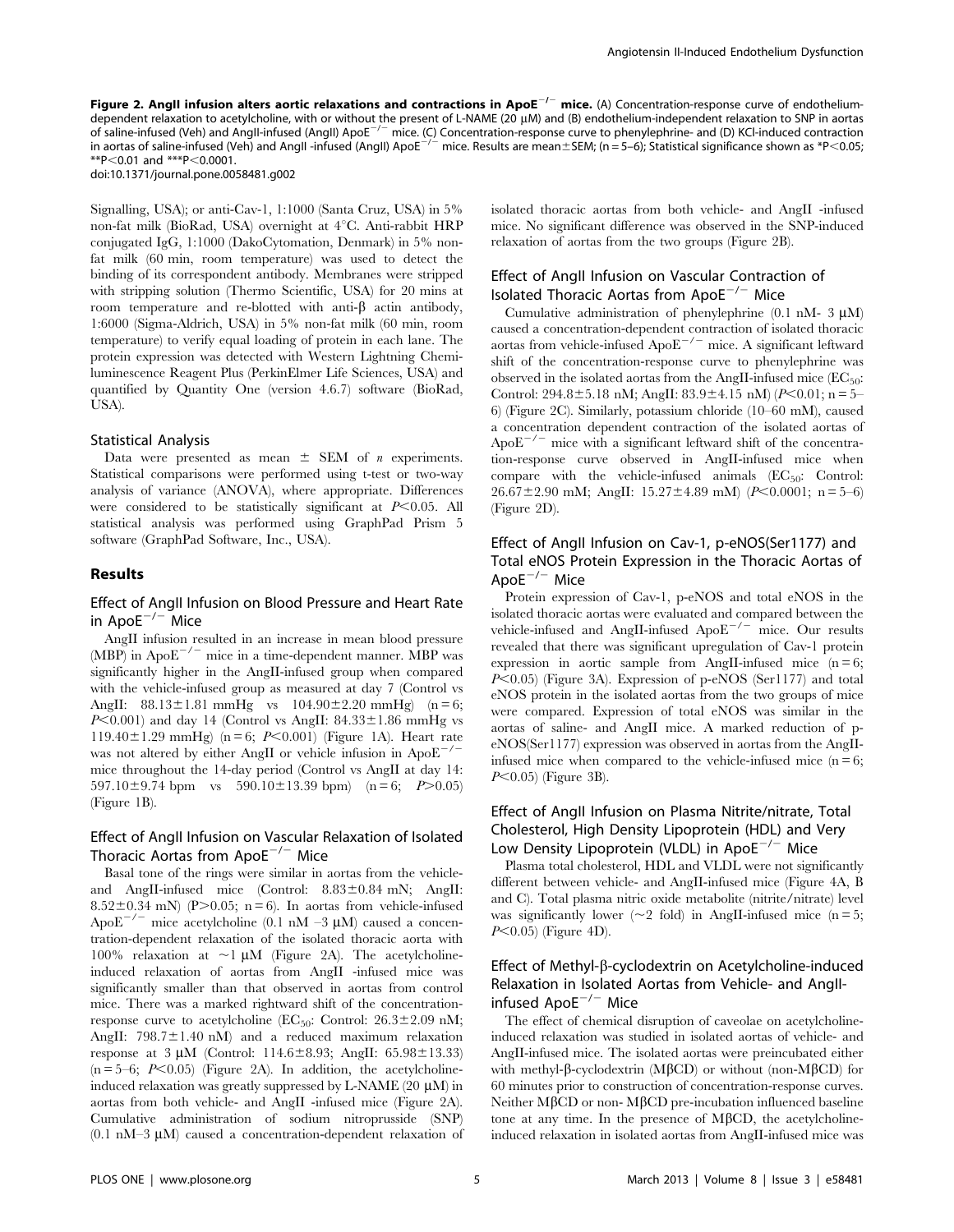**Figure 2. AngII infusion alters aortic relaxations and contractions in ApoE$^{-/-}$ mice.** (A) Concentration-response curve of endothelium-dependent relaxation to acetylcholine, with or without the present of L-NAME (20 μM) and (B) endothelium-independent relaxation to SNP in aortas of saline-infused (Veh) and AngII-infused (AngII) ApoE$^{-/-}$ mice. (C) Concentration-response curve to phenylephrine- and (D) KCl-induced contraction in aortas of saline-infused (Veh) and AngII -infused (AngII) ApoE$^{-/-}$ mice. Results are mean±SEM; (n = 5–6); Statistical significance shown as *$P<0.05$; **$P<0.01$ and ***$P<0.0001$.
doi:10.1371/journal.pone.0058481.g002

Signalling, USA); or anti-Cav-1, 1:1000 (Santa Cruz, USA) in 5% non-fat milk (BioRad, USA) overnight at 4°C. Anti-rabbit HRP conjugated IgG, 1:1000 (DakoCytomation, Denmark) in 5% non-fat milk (60 min, room temperature) was used to detect the binding of its correspondent antibody. Membranes were stripped with stripping solution (Thermo Scientific, USA) for 20 mins at room temperature and re-blotted with anti-β actin antibody, 1:6000 (Sigma-Aldrich, USA) in 5% non-fat milk (60 min, room temperature) to verify equal loading of protein in each lane. The protein expression was detected with Western Lightning Chemiluminescence Reagent Plus (PerkinElmer Life Sciences, USA) and quantified by Quantity One (version 4.6.7) software (BioRad, USA).

### Statistical Analysis

Data were presented as mean ± SEM of *n* experiments. Statistical comparisons were performed using t-test or two-way analysis of variance (ANOVA), where appropriate. Differences were considered to be statistically significant at $P<0.05$. All statistical analysis was performed using GraphPad Prism 5 software (GraphPad Software, Inc., USA).

## Results

### Effect of AngII Infusion on Blood Pressure and Heart Rate in ApoE$^{-/-}$ Mice

AngII infusion resulted in an increase in mean blood pressure (MBP) in ApoE$^{-/-}$ mice in a time-dependent manner. MBP was significantly higher in the AngII-infused group when compared with the vehicle-infused group as measured at day 7 (Control vs AngII: 88.13±1.81 mmHg vs 104.90±2.20 mmHg) (n = 6; $P<0.001$) and day 14 (Control vs AngII: 84.33±1.86 mmHg vs 119.40±1.29 mmHg) (n = 6; $P<0.001$) (Figure 1A). Heart rate was not altered by either AngII or vehicle infusion in ApoE$^{-/-}$ mice throughout the 14-day period (Control vs AngII at day 14: 597.10±9.74 bpm vs 590.10±13.39 bpm) (n = 6; $P>0.05$) (Figure 1B).

### Effect of AngII Infusion on Vascular Relaxation of Isolated Thoracic Aortas from ApoE$^{-/-}$ Mice

Basal tone of the rings were similar in aortas from the vehicle- and AngII-infused mice (Control: 8.83±0.84 mN; AngII: 8.52±0.34 mN) (P>0.05; n = 6). In aortas from vehicle-infused ApoE$^{-/-}$ mice acetylcholine (0.1 nM –3 μM) caused a concentration-dependent relaxation of the isolated thoracic aorta with 100% relaxation at ~1 μM (Figure 2A). The acetylcholine-induced relaxation of aortas from AngII -infused mice was significantly smaller than that observed in aortas from control mice. There was a marked rightward shift of the concentration-response curve to acetylcholine ($EC_{50}$: Control: 26.3±2.09 nM; AngII: 798.7±1.40 nM) and a reduced maximum relaxation response at 3 μM (Control: 114.6±8.93; AngII: 65.98±13.33) (n = 5–6; $P<0.05$) (Figure 2A). In addition, the acetylcholine-induced relaxation was greatly suppressed by L-NAME (20 μM) in aortas from both vehicle- and AngII -infused mice (Figure 2A). Cumulative administration of sodium nitroprusside (SNP) (0.1 nM–3 μM) caused a concentration-dependent relaxation of isolated thoracic aortas from both vehicle- and AngII -infused mice. No significant difference was observed in the SNP-induced relaxation of aortas from the two groups (Figure 2B).

### Effect of AngII Infusion on Vascular Contraction of Isolated Thoracic Aortas from ApoE$^{-/-}$ Mice

Cumulative administration of phenylephrine (0.1 nM- 3 μM) caused a concentration-dependent contraction of isolated thoracic aortas from vehicle-infused ApoE$^{-/-}$ mice. A significant leftward shift of the concentration-response curve to phenylephrine was observed in the isolated aortas from the AngII-infused mice ($EC_{50}$: Control: 294.8±5.18 nM; AngII: 83.9±4.15 nM) ($P<0.01$; n = 5–6) (Figure 2C). Similarly, potassium chloride (10–60 mM), caused a concentration dependent contraction of the isolated aortas of ApoE$^{-/-}$ mice with a significant leftward shift of the concentration-response curve observed in AngII-infused mice when compare with the vehicle-infused animals ($EC_{50}$: Control: 26.67±2.90 mM; AngII: 15.27±4.89 mM) ($P<0.0001$; n = 5–6) (Figure 2D).

### Effect of AngII Infusion on Cav-1, p-eNOS(Ser1177) and Total eNOS Protein Expression in the Thoracic Aortas of ApoE$^{-/-}$ Mice

Protein expression of Cav-1, p-eNOS and total eNOS in the isolated thoracic aortas were evaluated and compared between the vehicle-infused and AngII-infused ApoE$^{-/-}$ mice. Our results revealed that there was significant upregulation of Cav-1 protein expression in aortic sample from AngII-infused mice (n = 6; $P<0.05$) (Figure 3A). Expression of p-eNOS (Ser1177) and total eNOS protein in the isolated aortas from the two groups of mice were compared. Expression of total eNOS was similar in the aortas of saline- and AngII mice. A marked reduction of p-eNOS(Ser1177) expression was observed in aortas from the AngII-infused mice when compared to the vehicle-infused mice (n = 6; $P<0.05$) (Figure 3B).

### Effect of AngII Infusion on Plasma Nitrite/nitrate, Total Cholesterol, High Density Lipoprotein (HDL) and Very Low Density Lipoprotein (VLDL) in ApoE$^{-/-}$ Mice

Plasma total cholesterol, HDL and VLDL were not significantly different between vehicle- and AngII-infused mice (Figure 4A, B and C). Total plasma nitric oxide metabolite (nitrite/nitrate) level was significantly lower (~2 fold) in AngII-infused mice (n = 5; $P<0.05$) (Figure 4D).

### Effect of Methyl-β-cyclodextrin on Acetylcholine-induced Relaxation in Isolated Aortas from Vehicle- and AngII-infused ApoE$^{-/-}$ Mice

The effect of chemical disruption of caveolae on acetylcholine-induced relaxation was studied in isolated aortas of vehicle- and AngII-infused mice. The isolated aortas were preincubated either with methyl-β-cyclodextrin (MβCD) or without (non-MβCD) for 60 minutes prior to construction of concentration-response curves. Neither MβCD or non- MβCD pre-incubation influenced baseline tone at any time. In the presence of MβCD, the acetylcholine-induced relaxation in isolated aortas from AngII-infused mice was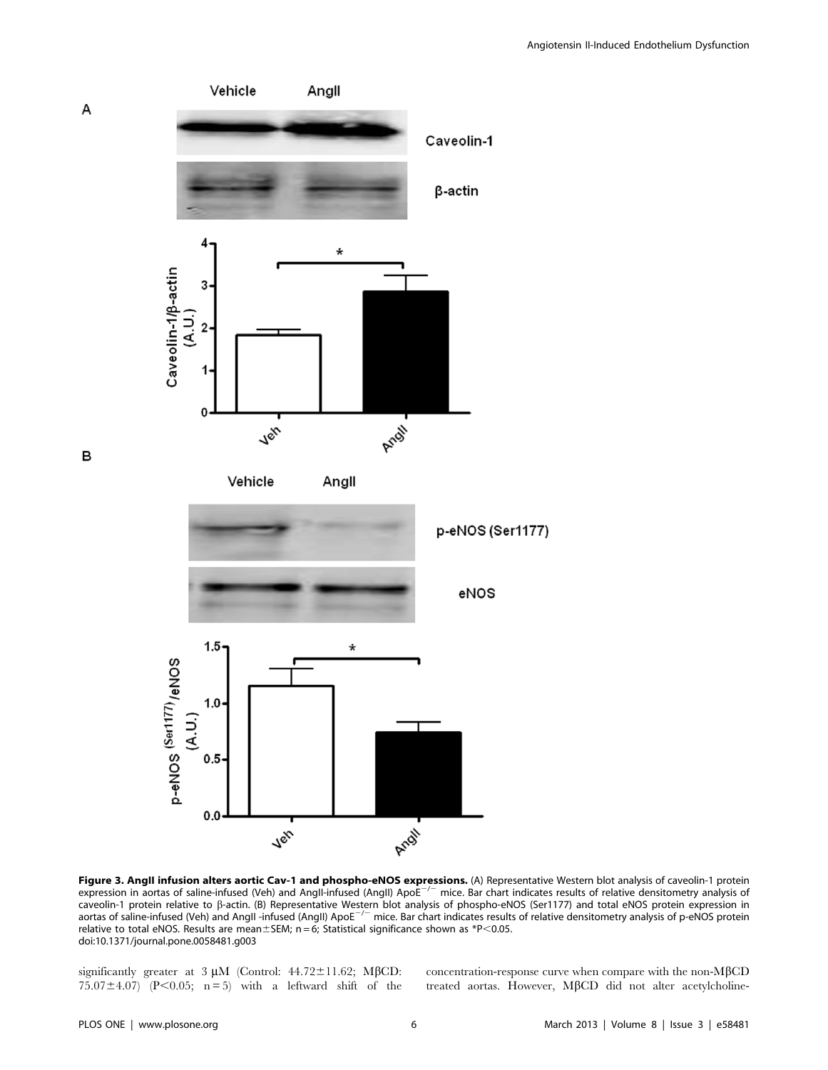**Figure 3. AngII infusion alters aortic Cav-1 and phospho-eNOS expressions.** (A) Representative Western blot analysis of caveolin-1 protein expression in aortas of saline-infused (Veh) and AngII-infused (AngII) ApoE$^{-/-}$ mice. Bar chart indicates results of relative densitometry analysis of caveolin-1 protein relative to β-actin. (B) Representative Western blot analysis of phospho-eNOS (Ser1177) and total eNOS protein expression in aortas of saline-infused (Veh) and AngII -infused (AngII) ApoE$^{-/-}$ mice. Bar chart indicates results of relative densitometry analysis of p-eNOS protein relative to total eNOS. Results are mean±SEM; n = 6; Statistical significance shown as *$P<0.05$.
doi:10.1371/journal.pone.0058481.g003

significantly greater at 3 μM (Control: 44.72±11.62; MβCD: 75.07±4.07) ($P<0.05$; n = 5) with a leftward shift of the concentration-response curve when compare with the non-MβCD treated aortas. However, MβCD did not alter acetylcholine-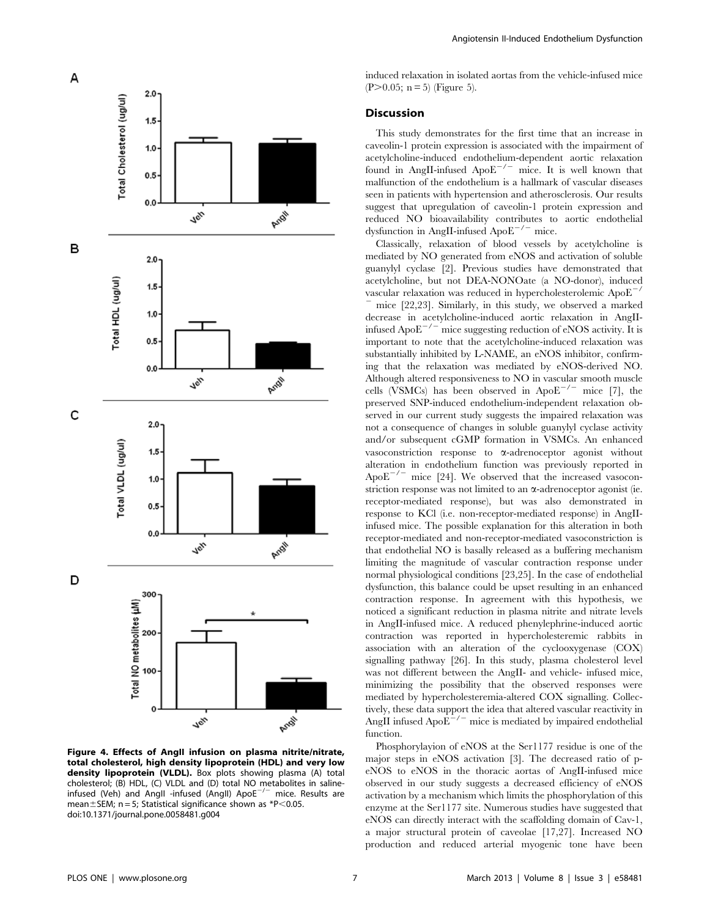Figure 4. Effects of AngII infusion on plasma nitrite/nitrate, total cholesterol, high density lipoprotein (HDL) and very low density lipoprotein (VLDL). Box plots showing plasma (A) total cholesterol; (B) HDL, (C) VLDL and (D) total NO metabolites in saline-infused (Veh) and AngII -infused (AngII) $ApoE^{-/-}$ mice. Results are mean±SEM; n = 5; Statistical significance shown as *$P<0.05$.
doi:10.1371/journal.pone.0058481.g004

induced relaxation in isolated aortas from the vehicle-infused mice ($P>0.05$; n = 5) (Figure 5).

## Discussion

This study demonstrates for the first time that an increase in caveolin-1 protein expression is associated with the impairment of acetylcholine-induced endothelium-dependent aortic relaxation found in AngII-infused $ApoE^{-/-}$ mice. It is well known that malfunction of the endothelium is a hallmark of vascular diseases seen in patients with hypertension and atherosclerosis. Our results suggest that upregulation of caveolin-1 protein expression and reduced NO bioavailability contributes to aortic endothelial dysfunction in AngII-infused $ApoE^{-/-}$ mice.

Classically, relaxation of blood vessels by acetylcholine is mediated by NO generated from eNOS and activation of soluble guanylyl cyclase [2]. Previous studies have demonstrated that acetylcholine, but not DEA-NONOate (a NO-donor), induced vascular relaxation was reduced in hypercholesterolemic $ApoE^{-/-}$ mice [22,23]. Similarly, in this study, we observed a marked decrease in acetylcholine-induced aortic relaxation in AngII-infused $ApoE^{-/-}$ mice suggesting reduction of eNOS activity. It is important to note that the acetylcholine-induced relaxation was substantially inhibited by L-NAME, an eNOS inhibitor, confirming that the relaxation was mediated by eNOS-derived NO. Although altered responsiveness to NO in vascular smooth muscle cells (VSMCs) has been observed in $ApoE^{-/-}$ mice [7], the preserved SNP-induced endothelium-independent relaxation observed in our current study suggests the impaired relaxation was not a consequence of changes in soluble guanylyl cyclase activity and/or subsequent cGMP formation in VSMCs. An enhanced vasoconstriction response to α-adrenoceptor agonist without alteration in endothelium function was previously reported in $ApoE^{-/-}$ mice [24]. We observed that the increased vasoconstriction response was not limited to an α-adrenoceptor agonist (ie. receptor-mediated response), but was also demonstrated in response to KCl (i.e. non-receptor-mediated response) in AngII-infused mice. The possible explanation for this alteration in both receptor-mediated and non-receptor-mediated vasoconstriction is that endothelial NO is basally released as a buffering mechanism limiting the magnitude of vascular contraction response under normal physiological conditions [23,25]. In the case of endothelial dysfunction, this balance could be upset resulting in an enhanced contraction response. In agreement with this hypothesis, we noticed a significant reduction in plasma nitrite and nitrate levels in AngII-infused mice. A reduced phenylephrine-induced aortic contraction was reported in hypercholesteremic rabbits in association with an alteration of the cyclooxygenase (COX) signalling pathway [26]. In this study, plasma cholesterol level was not different between the AngII- and vehicle- infused mice, minimizing the possibility that the observed responses were mediated by hypercholesteremia-altered COX signalling. Collectively, these data support the idea that altered vascular reactivity in AngII infused $ApoE^{-/-}$ mice is mediated by impaired endothelial function.

Phosphorylayion of eNOS at the Ser1177 residue is one of the major steps in eNOS activation [3]. The decreased ratio of p-eNOS to eNOS in the thoracic aortas of AngII-infused mice observed in our study suggests a decreased efficiency of eNOS activation by a mechanism which limits the phosphorylation of this enzyme at the Ser1177 site. Numerous studies have suggested that eNOS can directly interact with the scaffolding domain of Cav-1, a major structural protein of caveolae [17,27]. Increased NO production and reduced arterial myogenic tone have been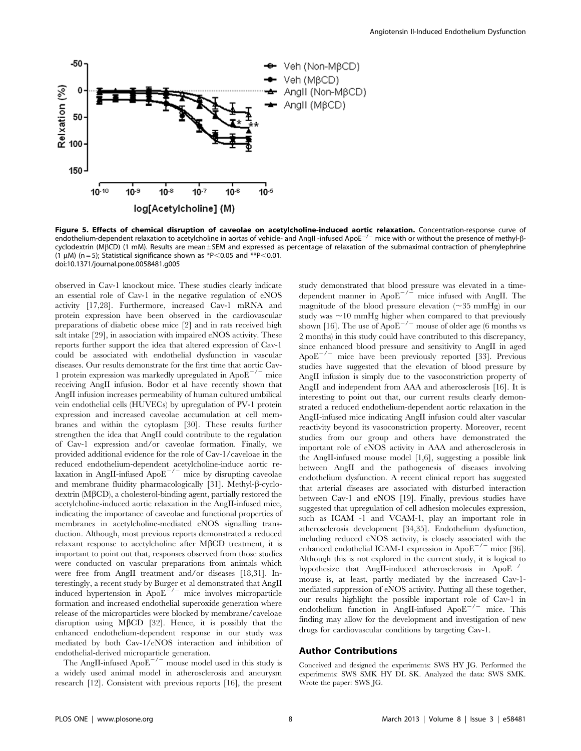**Figure 5. Effects of chemical disruption of caveolae on acetylcholine-induced aortic relaxation.** Concentration-response curve of endothelium-dependent relaxation to acetylcholine in aortas of vehicle- and AngII -infused ApoE$^{-/-}$ mice with or without the presence of methyl-β-cyclodextrin (MβCD) (1 mM). Results are mean±SEM and expressed as percentage of relaxation of the submaximal contraction of phenylephrine (1 μM) (n = 5); Statistical significance shown as *P<0.05 and **P<0.01.
doi:10.1371/journal.pone.0058481.g005

observed in Cav-1 knockout mice. These studies clearly indicate an essential role of Cav-1 in the negative regulation of eNOS activity [17,28]. Furthermore, increased Cav-1 mRNA and protein expression have been observed in the cardiovascular preparations of diabetic obese mice [2] and in rats received high salt intake [29], in association with impaired eNOS activity. These reports further support the idea that altered expression of Cav-1 could be associated with endothelial dysfunction in vascular diseases. Our results demonstrate for the first time that aortic Cav-1 protein expression was markedly upregulated in ApoE$^{-/-}$ mice receiving AngII infusion. Bodor et al have recently shown that AngII infusion increases permeability of human cultured umbilical vein endothelial cells (HUVECs) by upregulation of PV-1 protein expression and increased caveolae accumulation at cell membranes and within the cytoplasm [30]. These results further strengthen the idea that AngII could contribute to the regulation of Cav-1 expression and/or caveolae formation. Finally, we provided additional evidence for the role of Cav-1/caveoloae in the reduced endothelium-dependent acetylcholine-induce aortic relaxation in AngII-infused ApoE$^{-/-}$ mice by disrupting caveolae and membrane fluidity pharmacologically [31]. Methyl-β-cyclodextrin (MβCD), a cholesterol-binding agent, partially restored the acetylcholine-induced aortic relaxation in the AngII-infused mice, indicating the importance of caveolae and functional properties of membranes in acetylcholine-mediated eNOS signalling transduction. Although, most previous reports demonstrated a reduced relaxant response to acetylcholine after MβCD treatment, it is important to point out that, responses observed from those studies were conducted on vascular preparations from animals which were free from AngII treatment and/or diseases [18,31]. Interestingly, a recent study by Burger et al demonstrated that AngII induced hypertension in ApoE$^{-/-}$ mice involves microparticle formation and increased endothelial superoxide generation where release of the microparticles were blocked by membrane/caveloae disruption using MβCD [32]. Hence, it is possibly that the enhanced endothelium-dependent response in our study was mediated by both Cav-1/eNOS interaction and inhibition of endothelial-derived microparticle generation.

The AngII-infused ApoE$^{-/-}$ mouse model used in this study is a widely used animal model in atherosclerosis and aneurysm research [12]. Consistent with previous reports [16], the present study demonstrated that blood pressure was elevated in a time-dependent manner in ApoE$^{-/-}$ mice infused with AngII. The magnitude of the blood pressure elevation (~35 mmHg) in our study was ~10 mmHg higher when compared to that previously shown [16]. The use of ApoE$^{-/-}$ mouse of older age (6 months vs 2 months) in this study could have contributed to this discrepancy, since enhanced blood pressure and sensitivity to AngII in aged ApoE$^{-/-}$ mice have been previously reported [33]. Previous studies have suggested that the elevation of blood pressure by AngII infusion is simply due to the vasoconstriction property of AngII and independent from AAA and atherosclerosis [16]. It is interesting to point out that, our current results clearly demonstrated a reduced endothelium-dependent aortic relaxation in the AngII-infused mice indicating AngII infusion could alter vascular reactivity beyond its vasoconstriction property. Moreover, recent studies from our group and others have demonstrated the important role of eNOS activity in AAA and atherosclerosis in the AngII-infused mouse model [1,6], suggesting a possible link between AngII and the pathogenesis of diseases involving endothelium dysfunction. A recent clinical report has suggested that arterial diseases are associated with disturbed interaction between Cav-1 and eNOS [19]. Finally, previous studies have suggested that upregulation of cell adhesion molecules expression, such as ICAM -1 and VCAM-1, play an important role in atherosclerosis development [34,35]. Endothelium dysfunction, including reduced eNOS activity, is closely associated with the enhanced endothelial ICAM-1 expression in ApoE$^{-/-}$ mice [36]. Although this is not explored in the current study, it is logical to hypothesize that AngII-induced atherosclerosis in ApoE$^{-/-}$ mouse is, at least, partly mediated by the increased Cav-1-mediated suppression of eNOS activity. Putting all these together, our results highlight the possible important role of Cav-1 in endothelium function in AngII-infused ApoE$^{-/-}$ mice. This finding may allow for the development and investigation of new drugs for cardiovascular conditions by targeting Cav-1.

## Author Contributions

Conceived and designed the experiments: SWS HY JG. Performed the experiments: SWS SMK HY DL SK. Analyzed the data: SWS SMK. Wrote the paper: SWS JG.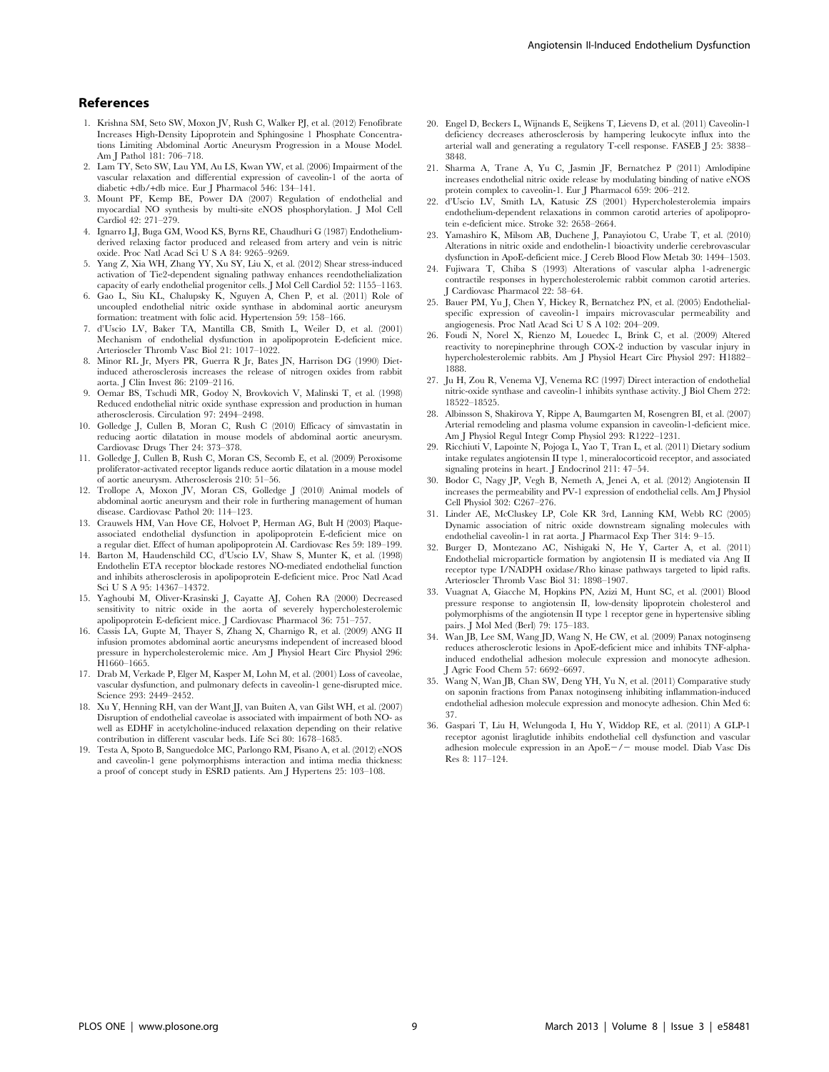## References

1. Krishna SM, Seto SW, Moxon JV, Rush C, Walker PJ, et al. (2012) Fenofibrate Increases High-Density Lipoprotein and Sphingosine 1 Phosphate Concentrations Limiting Abdominal Aortic Aneurysm Progression in a Mouse Model. Am J Pathol 181: 706–718.
2. Lam TY, Seto SW, Lau YM, Au LS, Kwan YW, et al. (2006) Impairment of the vascular relaxation and differential expression of caveolin-1 of the aorta of diabetic +db/+db mice. Eur J Pharmacol 546: 134–141.
3. Mount PF, Kemp BE, Power DA (2007) Regulation of endothelial and myocardial NO synthesis by multi-site eNOS phosphorylation. J Mol Cell Cardiol 42: 271–279.
4. Ignarro LJ, Buga GM, Wood KS, Byrns RE, Chaudhuri G (1987) Endothelium-derived relaxing factor produced and released from artery and vein is nitric oxide. Proc Natl Acad Sci U S A 84: 9265–9269.
5. Yang Z, Xia WH, Zhang YY, Xu SY, Liu X, et al. (2012) Shear stress-induced activation of Tie2-dependent signaling pathway enhances reendothelialization capacity of early endothelial progenitor cells. J Mol Cell Cardiol 52: 1155–1163.
6. Gao L, Siu KL, Chalupsky K, Nguyen A, Chen P, et al. (2011) Role of uncoupled endothelial nitric oxide synthase in abdominal aortic aneurysm formation: treatment with folic acid. Hypertension 59: 158–166.
7. d'Uscio LV, Baker TA, Mantilla CB, Smith L, Weiler D, et al. (2001) Mechanism of endothelial dysfunction in apolipoprotein E-deficient mice. Arterioscler Thromb Vasc Biol 21: 1017–1022.
8. Minor RL Jr, Myers PR, Guerra R Jr, Bates JN, Harrison DG (1990) Diet-induced atherosclerosis increases the release of nitrogen oxides from rabbit aorta. J Clin Invest 86: 2109–2116.
9. Oemar BS, Tschudi MR, Godoy N, Brovkovich V, Malinski T, et al. (1998) Reduced endothelial nitric oxide synthase expression and production in human atherosclerosis. Circulation 97: 2494–2498.
10. Golledge J, Cullen B, Moran C, Rush C (2010) Efficacy of simvastatin in reducing aortic dilatation in mouse models of abdominal aortic aneurysm. Cardiovasc Drugs Ther 24: 373–378.
11. Golledge J, Cullen B, Rush C, Moran CS, Secomb E, et al. (2009) Peroxisome proliferator-activated receptor ligands reduce aortic dilatation in a mouse model of aortic aneurysm. Atherosclerosis 210: 51–56.
12. Trollope A, Moxon JV, Moran CS, Golledge J (2010) Animal models of abdominal aortic aneurysm and their role in furthering management of human disease. Cardiovasc Pathol 20: 114–123.
13. Crauwels HM, Van Hove CE, Holvoet P, Herman AG, Bult H (2003) Plaque-associated endothelial dysfunction in apolipoprotein E-deficient mice on a regular diet. Effect of human apolipoprotein AI. Cardiovasc Res 59: 189–199.
14. Barton M, Haudenschild CC, d'Uscio LV, Shaw S, Munter K, et al. (1998) Endothelin ETA receptor blockade restores NO-mediated endothelial function and inhibits atherosclerosis in apolipoprotein E-deficient mice. Proc Natl Acad Sci U S A 95: 14367–14372.
15. Yaghoubi M, Oliver-Krasinski J, Cayatte AJ, Cohen RA (2000) Decreased sensitivity to nitric oxide in the aorta of severely hypercholesterolemic apolipoprotein E-deficient mice. J Cardiovasc Pharmacol 36: 751–757.
16. Cassis LA, Gupte M, Thayer S, Zhang X, Charnigo R, et al. (2009) ANG II infusion promotes abdominal aortic aneurysms independent of increased blood pressure in hypercholesterolemic mice. Am J Physiol Heart Circ Physiol 296: H1660–1665.
17. Drab M, Verkade P, Elger M, Kasper M, Lohn M, et al. (2001) Loss of caveolae, vascular dysfunction, and pulmonary defects in caveolin-1 gene-disrupted mice. Science 293: 2449–2452.
18. Xu Y, Henning RH, van der Want JJ, van Buiten A, van Gilst WH, et al. (2007) Disruption of endothelial caveolae is associated with impairment of both NO- as well as EDHF in acetylcholine-induced relaxation depending on their relative contribution in different vascular beds. Life Sci 80: 1678–1685.
19. Testa A, Spoto B, Sanguedolce MC, Parlongo RM, Pisano A, et al. (2012) eNOS and caveolin-1 gene polymorphisms interaction and intima media thickness: a proof of concept study in ESRD patients. Am J Hypertens 25: 103–108.
20. Engel D, Beckers L, Wijnands E, Seijkens T, Lievens D, et al. (2011) Caveolin-1 deficiency decreases atherosclerosis by hampering leukocyte influx into the arterial wall and generating a regulatory T-cell response. FASEB J 25: 3838–3848.
21. Sharma A, Trane A, Yu C, Jasmin JF, Bernatchez P (2011) Amlodipine increases endothelial nitric oxide release by modulating binding of native eNOS protein complex to caveolin-1. Eur J Pharmacol 659: 206–212.
22. d'Uscio LV, Smith LA, Katusic ZS (2001) Hypercholesterolemia impairs endothelium-dependent relaxations in common carotid arteries of apolipoprotein e-deficient mice. Stroke 32: 2658–2664.
23. Yamashiro K, Milsom AB, Duchene J, Panayiotou C, Urabe T, et al. (2010) Alterations in nitric oxide and endothelin-1 bioactivity underlie cerebrovascular dysfunction in ApoE-deficient mice. J Cereb Blood Flow Metab 30: 1494–1503.
24. Fujiwara T, Chiba S (1993) Alterations of vascular alpha 1-adrenergic contractile responses in hypercholesterolemic rabbit common carotid arteries. J Cardiovasc Pharmacol 22: 58–64.
25. Bauer PM, Yu J, Chen Y, Hickey R, Bernatchez PN, et al. (2005) Endothelial-specific expression of caveolin-1 impairs microvascular permeability and angiogenesis. Proc Natl Acad Sci U S A 102: 204–209.
26. Foudi N, Norel X, Rienzo M, Louedec L, Brink C, et al. (2009) Altered reactivity to norepinephrine through COX-2 induction by vascular injury in hypercholesterolemic rabbits. Am J Physiol Heart Circ Physiol 297: H1882–1888.
27. Ju H, Zou R, Venema VJ, Venema RC (1997) Direct interaction of endothelial nitric-oxide synthase and caveolin-1 inhibits synthase activity. J Biol Chem 272: 18522–18525.
28. Albinsson S, Shakirova Y, Rippe A, Baumgarten M, Rosengren BI, et al. (2007) Arterial remodeling and plasma volume expansion in caveolin-1-deficient mice. Am J Physiol Regul Integr Comp Physiol 293: R1222–1231.
29. Ricchiuti V, Lapointe N, Pojoga L, Yao T, Tran L, et al. (2011) Dietary sodium intake regulates angiotensin II type 1, mineralocorticoid receptor, and associated signaling proteins in heart. J Endocrinol 211: 47–54.
30. Bodor C, Nagy JP, Vegh B, Nemeth A, Jenei A, et al. (2012) Angiotensin II increases the permeability and PV-1 expression of endothelial cells. Am J Physiol Cell Physiol 302: C267–276.
31. Linder AE, McCluskey LP, Cole KR 3rd, Lanning KM, Webb RC (2005) Dynamic association of nitric oxide downstream signaling molecules with endothelial caveolin-1 in rat aorta. J Pharmacol Exp Ther 314: 9–15.
32. Burger D, Montezano AC, Nishigaki N, He Y, Carter A, et al. (2011) Endothelial microparticle formation by angiotensin II is mediated via Ang II receptor type I/NADPH oxidase/Rho kinase pathways targeted to lipid rafts. Arterioscler Thromb Vasc Biol 31: 1898–1907.
33. Vuagnat A, Giacche M, Hopkins PN, Azizi M, Hunt SC, et al. (2001) Blood pressure response to angiotensin II, low-density lipoprotein cholesterol and polymorphisms of the angiotensin II type 1 receptor gene in hypertensive sibling pairs. J Mol Med (Berl) 79: 175–183.
34. Wan JB, Lee SM, Wang JD, Wang N, He CW, et al. (2009) Panax notoginseng reduces atherosclerotic lesions in ApoE-deficient mice and inhibits TNF-alpha-induced endothelial adhesion molecule expression and monocyte adhesion. J Agric Food Chem 57: 6692–6697.
35. Wang N, Wan JB, Chan SW, Deng YH, Yu N, et al. (2011) Comparative study on saponin fractions from Panax notoginseng inhibiting inflammation-induced endothelial adhesion molecule expression and monocyte adhesion. Chin Med 6: 37.
36. Gaspari T, Liu H, Welungoda I, Hu Y, Widdop RE, et al. (2011) A GLP-1 receptor agonist liraglutide inhibits endothelial cell dysfunction and vascular adhesion molecule expression in an ApoE−/− mouse model. Diab Vasc Dis Res 8: 117–124.